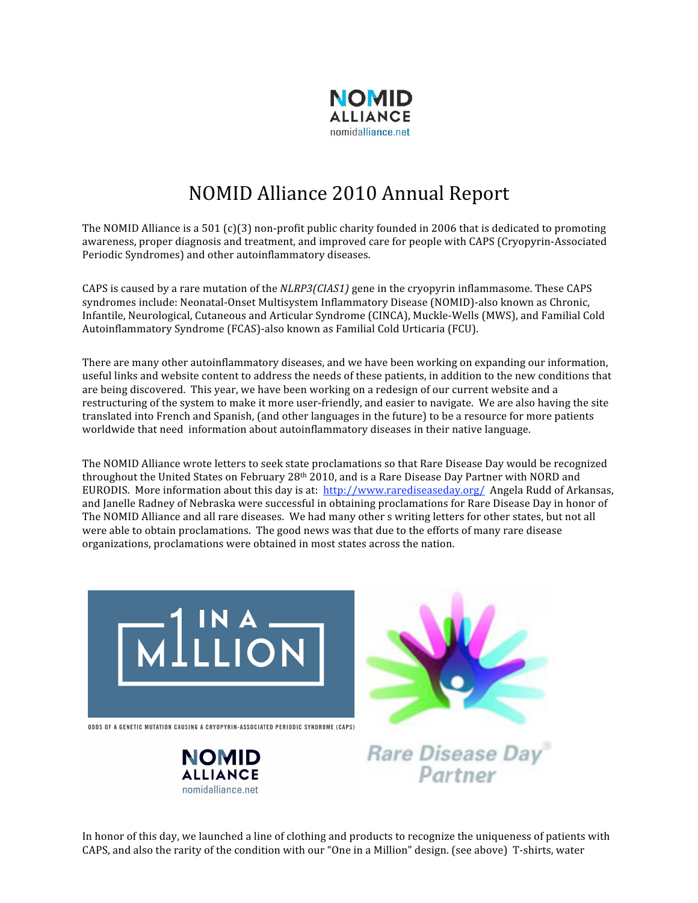# NOMID Alliance 2010 Annual Report

The NOMID Alliance is a 501 (c)(3) non-profit public charity founded in 2006 that is dedicated to promoting awareness, proper diagnosis and treatment, and improved care for people with CAPS (Cryopyrin-Associated Periodic Syndromes) and other autoinflammatory diseases.

CAPS is caused by a rare mutation of the *NLRP3(CIAS1)* gene in the cryopyrin inflammasome. These CAPS syndromes include: Neonatal-Onset Multisystem Inflammatory Disease (NOMID)-also known as Chronic, Infantile, Neurological, Cutaneous and Articular Syndrome (CINCA), Muckle-Wells (MWS), and Familial Cold Autoinflammatory Syndrome (FCAS)-also known as Familial Cold Urticaria (FCU).

There are many other autoinflammatory diseases, and we have been working on expanding our information, useful links and website content to address the needs of these patients, in addition to the new conditions that are being discovered. This year, we have been working on a redesign of our current website and a restructuring of the system to make it more user-friendly, and easier to navigate. We are also having the site translated into French and Spanish, (and other languages in the future) to be a resource for more patients worldwide that need information about autoinflammatory diseases in their native language.

The NOMID Alliance wrote letters to seek state proclamations so that Rare Disease Day would be recognized throughout the United States on February 28th 2010, and is a Rare Disease Day Partner with NORD and EURODIS. More information about this day is at: http://www.rarediseaseday.org/ Angela Rudd of Arkansas, and Janelle Radney of Nebraska were successful in obtaining proclamations for Rare Disease Day in honor of The NOMID Alliance and all rare diseases. We had many other s writing letters for other states, but not all were able to obtain proclamations. The good news was that due to the efforts of many rare disease organizations, proclamations were obtained in most states across the nation.

1 IN A MILLION

ODDS OF A GENETIC MUTATION CAUSING A CRYOPYRIN-ASSOCIATED PERIODIC SYNDROME (CAPS)

Rare Disease Day® Partner

In honor of this day, we launched a line of clothing and products to recognize the uniqueness of patients with CAPS, and also the rarity of the condition with our "One in a Million" design. (see above) T-shirts, water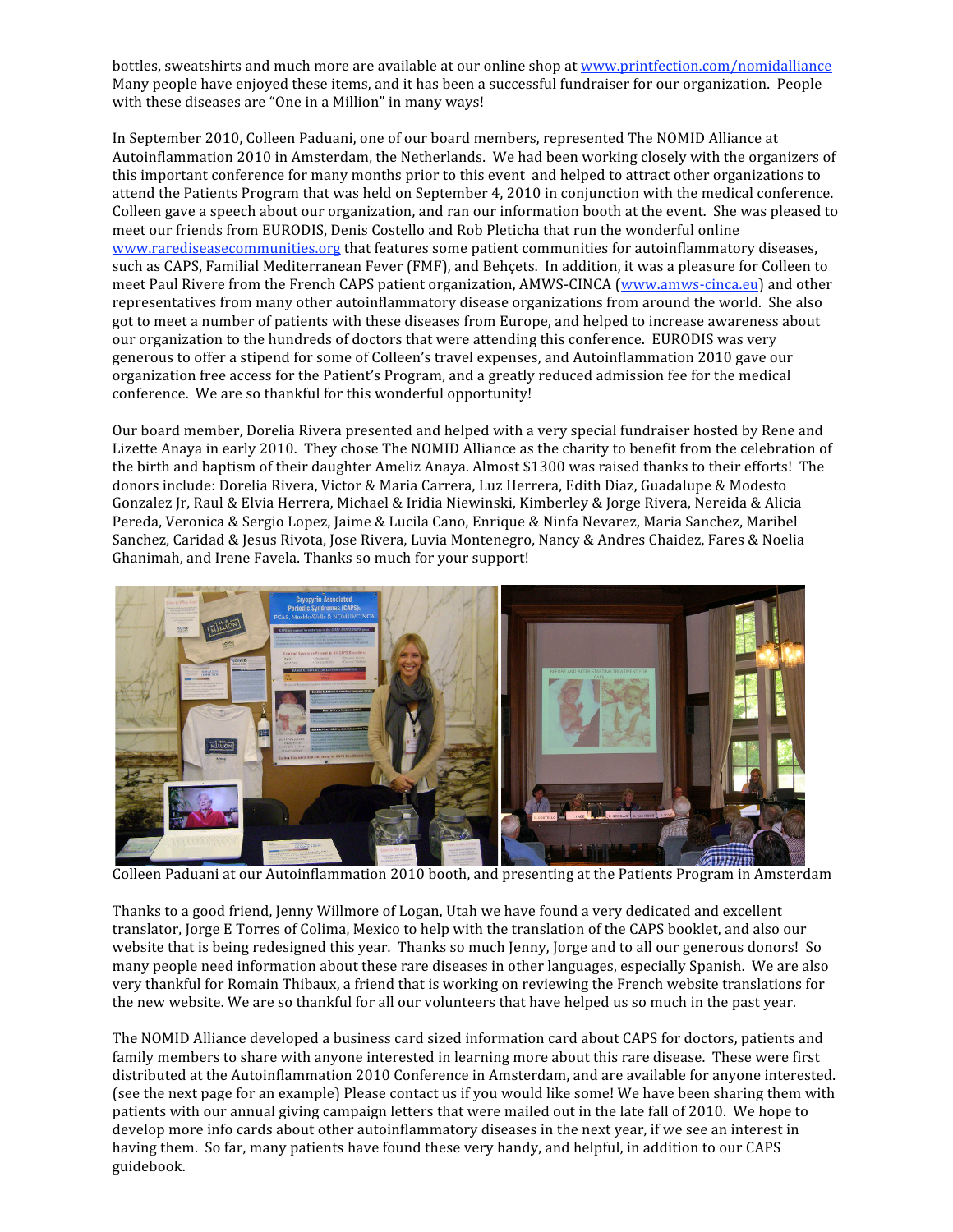bottles, sweatshirts and much more are available at our online shop at www.printfection.com/nomidalliance Many people have enjoyed these items, and it has been a successful fundraiser for our organization. People with these diseases are "One in a Million" in many ways!

In September 2010, Colleen Paduani, one of our board members, represented The NOMID Alliance at Autoinflammation 2010 in Amsterdam, the Netherlands. We had been working closely with the organizers of this important conference for many months prior to this event and helped to attract other organizations to attend the Patients Program that was held on September 4, 2010 in conjunction with the medical conference. Colleen gave a speech about our organization, and ran our information booth at the event. She was pleased to meet our friends from EURODIS, Denis Costello and Rob Pleticha that run the wonderful online www.rarediseasecommunities.org that features some patient communities for autoinflammatory diseases, such as CAPS, Familial Mediterranean Fever (FMF), and Behçets. In addition, it was a pleasure for Colleen to meet Paul Rivere from the French CAPS patient organization, AMWS-CINCA (www.amws-cinca.eu) and other representatives from many other autoinflammatory disease organizations from around the world. She also got to meet a number of patients with these diseases from Europe, and helped to increase awareness about our organization to the hundreds of doctors that were attending this conference. EURODIS was very generous to offer a stipend for some of Colleen's travel expenses, and Autoinflammation 2010 gave our organization free access for the Patient's Program, and a greatly reduced admission fee for the medical conference. We are so thankful for this wonderful opportunity!

Our board member, Dorelia Rivera presented and helped with a very special fundraiser hosted by Rene and Lizette Anaya in early 2010. They chose The NOMID Alliance as the charity to benefit from the celebration of the birth and baptism of their daughter Ameliz Anaya. Almost $1300 was raised thanks to their efforts! The donors include: Dorelia Rivera, Victor & Maria Carrera, Luz Herrera, Edith Diaz, Guadalupe & Modesto Gonzalez Jr, Raul & Elvia Herrera, Michael & Iridia Niewinski, Kimberley & Jorge Rivera, Nereida & Alicia Pereda, Veronica & Sergio Lopez, Jaime & Lucila Cano, Enrique & Ninfa Nevarez, Maria Sanchez, Maribel Sanchez, Caridad & Jesus Rivota, Jose Rivera, Luvia Montenegro, Nancy & Andres Chaidez, Fares & Noelia Ghanimah, and Irene Favela. Thanks so much for your support!

Colleen Paduani at our Autoinflammation 2010 booth, and presenting at the Patients Program in Amsterdam

Thanks to a good friend, Jenny Willmore of Logan, Utah we have found a very dedicated and excellent translator, Jorge E Torres of Colima, Mexico to help with the translation of the CAPS booklet, and also our website that is being redesigned this year. Thanks so much Jenny, Jorge and to all our generous donors! So many people need information about these rare diseases in other languages, especially Spanish. We are also very thankful for Romain Thibaux, a friend that is working on reviewing the French website translations for the new website. We are so thankful for all our volunteers that have helped us so much in the past year.

The NOMID Alliance developed a business card sized information card about CAPS for doctors, patients and family members to share with anyone interested in learning more about this rare disease. These were first distributed at the Autoinflammation 2010 Conference in Amsterdam, and are available for anyone interested. (see the next page for an example) Please contact us if you would like some! We have been sharing them with patients with our annual giving campaign letters that were mailed out in the late fall of 2010. We hope to develop more info cards about other autoinflammatory diseases in the next year, if we see an interest in having them. So far, many patients have found these very handy, and helpful, in addition to our CAPS guidebook.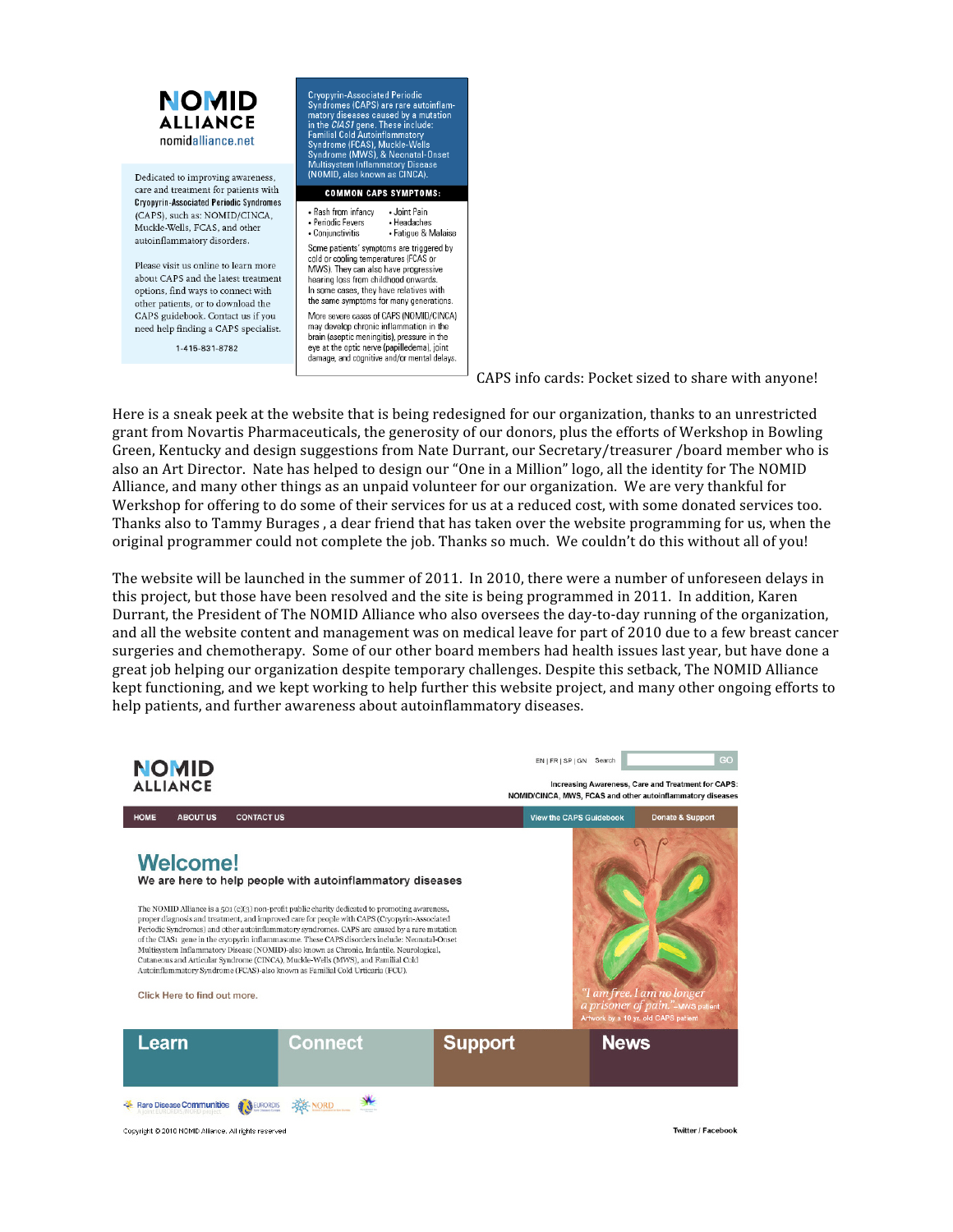**NOMID ALLIANCE**
nomidalliance.net

Dedicated to improving awareness, care and treatment for patients with **Cryopyrin-Associated Periodic Syndromes** (CAPS), such as: NOMID/CINCA, Muckle-Wells, FCAS, and other autoinflammatory disorders.

Please visit us online to learn more about CAPS and the latest treatment options, find ways to connect with other patients, or to download the CAPS guidebook. Contact us if you need help finding a CAPS specialist.

1-415-831-8782

Cryopyrin-Associated Periodic Syndromes (CAPS) are rare autoinflammatory diseases caused by a mutation in the *CIAS1* gene. These include: Familial Cold Autoinflammatory Syndrome (FCAS), Muckle-Wells Syndrome (MWS), & Neonatal-Onset Multisystem Inflammatory Disease (NOMID, also known as CINCA).

**COMMON CAPS SYMPTOMS:**

- Rash from infancy
- Periodic Fevers
- Conjunctivitis
- Joint Pain
- Headaches
- Fatigue & Malaise

Some patients' symptoms are triggered by cold or cooling temperatures (FCAS or MWS). They can also have progressive hearing loss from childhood onwards. In some cases, they have relatives with the same symptoms for many generations.

More severe cases of CAPS (NOMID/CINCA) may develop chronic inflammation in the brain (aseptic meningitis), pressure in the eye at the optic nerve (papilledema), joint damage, and cognitive and/or mental delays.

CAPS info cards: Pocket sized to share with anyone!

Here is a sneak peek at the website that is being redesigned for our organization, thanks to an unrestricted grant from Novartis Pharmaceuticals, the generosity of our donors, plus the efforts of Werkshop in Bowling Green, Kentucky and design suggestions from Nate Durrant, our Secretary/treasurer /board member who is also an Art Director. Nate has helped to design our "One in a Million" logo, all the identity for The NOMID Alliance, and many other things as an unpaid volunteer for our organization. We are very thankful for Werkshop for offering to do some of their services for us at a reduced cost, with some donated services too. Thanks also to Tammy Burages , a dear friend that has taken over the website programming for us, when the original programmer could not complete the job. Thanks so much. We couldn't do this without all of you!

The website will be launched in the summer of 2011. In 2010, there were a number of unforeseen delays in this project, but those have been resolved and the site is being programmed in 2011. In addition, Karen Durrant, the President of The NOMID Alliance who also oversees the day-to-day running of the organization, and all the website content and management was on medical leave for part of 2010 due to a few breast cancer surgeries and chemotherapy. Some of our other board members had health issues last year, but have done a great job helping our organization despite temporary challenges. Despite this setback, The NOMID Alliance kept functioning, and we kept working to help further this website project, and many other ongoing efforts to help patients, and further awareness about autoinflammatory diseases.

**NOMID ALLIANCE**

EN | FR | SP | GN Search GO

Increasing Awareness, Care and Treatment for CAPS: NOMID/CINCA, MWS, FCAS and other autoinflammatory diseases

HOME | ABOUT US | CONTACT US | View the CAPS Guidebook | Donate & Support

## Welcome!

**We are here to help people with autoinflammatory diseases**

The NOMID Alliance is a 501 (c)(3) non-profit public charity dedicated to promoting awareness, proper diagnosis and treatment, and improved care for people with CAPS (Cryopyrin-Associated Periodic Syndromes) and other autoinflammatory syndromes. CAPS are caused by a rare mutation of the CIAS1 gene in the cryopyrin inflammasome. These CAPS disorders include: Neonatal-Onset Multisystem Inflammatory Disease (NOMID)-also known as Chronic, Infantile, Neurological, Cutaneous and Articular Syndrome (CINCA), Muckle-Wells (MWS), and Familial Cold Autoinflammatory Syndrome (FCAS)-also known as Familial Cold Urticaria (FCU).

Click Here to find out more.

*"I am free. I am no longer a prisoner of pain."* –MWS patient
Artwork by a 10 yr. old CAPS patient

**Learn** | **Connect** | **Support** | **News**

Rare Disease Communities | EURORDIS | NORD

Copyright © 2010 NOMID Alliance. All rights reserved

Twitter / Facebook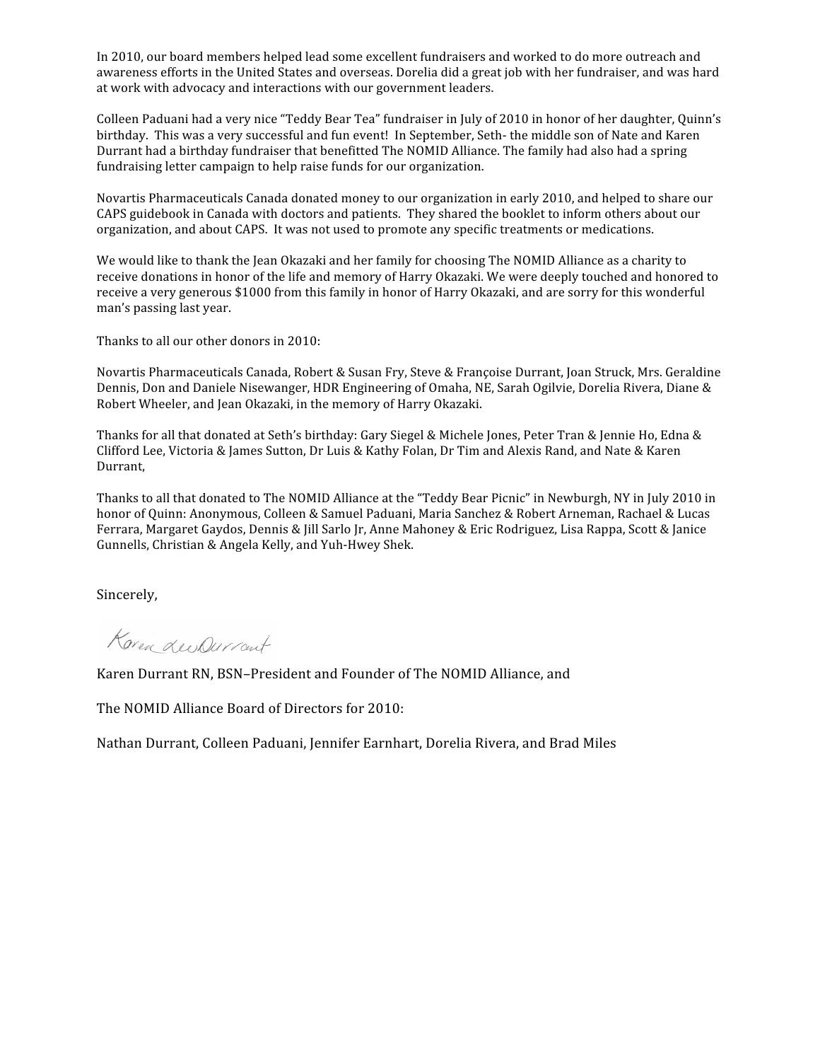In 2010, our board members helped lead some excellent fundraisers and worked to do more outreach and awareness efforts in the United States and overseas. Dorelia did a great job with her fundraiser, and was hard at work with advocacy and interactions with our government leaders.

Colleen Paduani had a very nice "Teddy Bear Tea" fundraiser in July of 2010 in honor of her daughter, Quinn's birthday. This was a very successful and fun event! In September, Seth- the middle son of Nate and Karen Durrant had a birthday fundraiser that benefitted The NOMID Alliance. The family had also had a spring fundraising letter campaign to help raise funds for our organization.

Novartis Pharmaceuticals Canada donated money to our organization in early 2010, and helped to share our CAPS guidebook in Canada with doctors and patients. They shared the booklet to inform others about our organization, and about CAPS. It was not used to promote any specific treatments or medications.

We would like to thank the Jean Okazaki and her family for choosing The NOMID Alliance as a charity to receive donations in honor of the life and memory of Harry Okazaki. We were deeply touched and honored to receive a very generous $1000 from this family in honor of Harry Okazaki, and are sorry for this wonderful man's passing last year.

Thanks to all our other donors in 2010:

Novartis Pharmaceuticals Canada, Robert & Susan Fry, Steve & Françoise Durrant, Joan Struck, Mrs. Geraldine Dennis, Don and Daniele Nisewanger, HDR Engineering of Omaha, NE, Sarah Ogilvie, Dorelia Rivera, Diane & Robert Wheeler, and Jean Okazaki, in the memory of Harry Okazaki.

Thanks for all that donated at Seth's birthday: Gary Siegel & Michele Jones, Peter Tran & Jennie Ho, Edna & Clifford Lee, Victoria & James Sutton, Dr Luis & Kathy Folan, Dr Tim and Alexis Rand, and Nate & Karen Durrant,

Thanks to all that donated to The NOMID Alliance at the "Teddy Bear Picnic" in Newburgh, NY in July 2010 in honor of Quinn: Anonymous, Colleen & Samuel Paduani, Maria Sanchez & Robert Arneman, Rachael & Lucas Ferrara, Margaret Gaydos, Dennis & Jill Sarlo Jr, Anne Mahoney & Eric Rodriguez, Lisa Rappa, Scott & Janice Gunnells, Christian & Angela Kelly, and Yuh-Hwey Shek.

Sincerely,

Karen Lee Durrant

Karen Durrant RN, BSN–President and Founder of The NOMID Alliance, and

The NOMID Alliance Board of Directors for 2010:

Nathan Durrant, Colleen Paduani, Jennifer Earnhart, Dorelia Rivera, and Brad Miles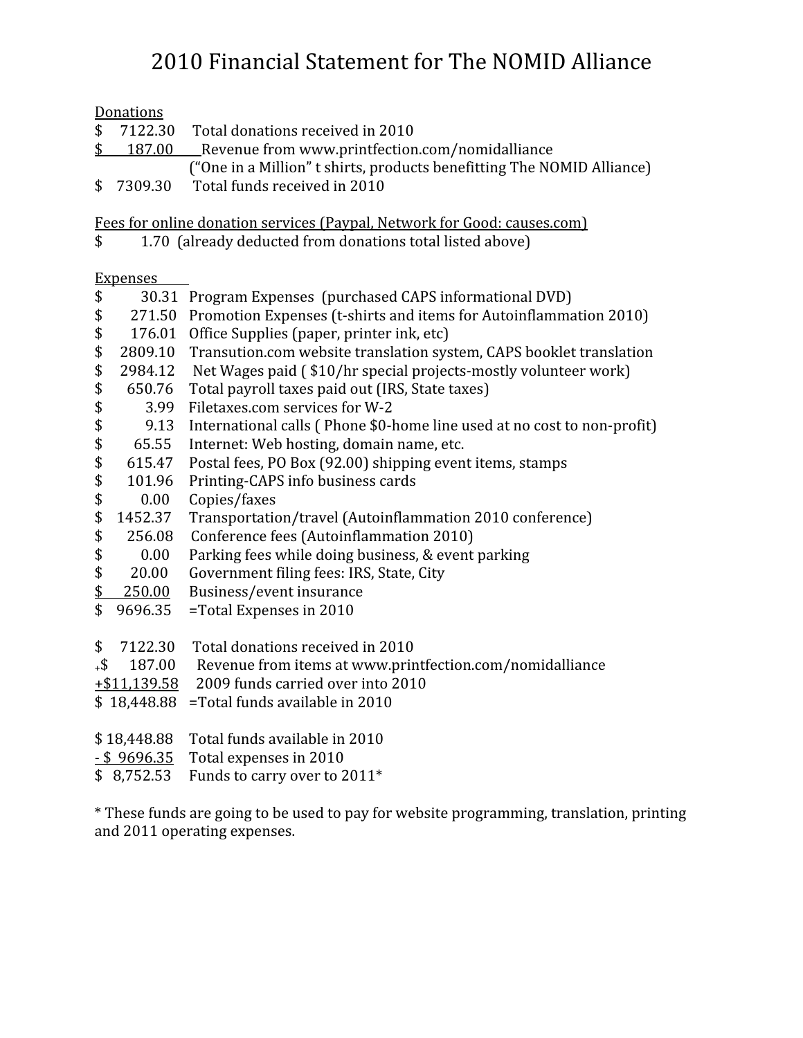# 2010 Financial Statement for The NOMID Alliance

Donations

| | |
|---|---|
| $ 7122.30 | Total donations received in 2010 |
| $ 187.00 | Revenue from www.printfection.com/nomidalliance ("One in a Million" t shirts, products benefitting The NOMID Alliance) |
| $ 7309.30 | Total funds received in 2010 |

Fees for online donation services (Paypal, Network for Good: causes.com)

$ 1.70 (already deducted from donations total listed above)

Expenses

| | |
|---|---|
| $ 30.31 | Program Expenses (purchased CAPS informational DVD) |
| $ 271.50 | Promotion Expenses (t-shirts and items for Autoinflammation 2010) |
| $ 176.01 | Office Supplies (paper, printer ink, etc) |
| $ 2809.10 | Transution.com website translation system, CAPS booklet translation |
| $ 2984.12 | Net Wages paid ( $10/hr special projects-mostly volunteer work) |
| $ 650.76 | Total payroll taxes paid out (IRS, State taxes) |
| $ 3.99 | Filetaxes.com services for W-2 |
| $ 9.13 | International calls ( Phone $0-home line used at no cost to non-profit) |
| $ 65.55 | Internet: Web hosting, domain name, etc. |
| $ 615.47 | Postal fees, PO Box (92.00) shipping event items, stamps |
| $ 101.96 | Printing-CAPS info business cards |
| $ 0.00 | Copies/faxes |
| $ 1452.37 | Transportation/travel (Autoinflammation 2010 conference) |
| $ 256.08 | Conference fees (Autoinflammation 2010) |
| $ 0.00 | Parking fees while doing business, & event parking |
| $ 20.00 | Government filing fees: IRS, State, City |
| $ 250.00 | Business/event insurance |
| $ 9696.35 | =Total Expenses in 2010 |

| | |
|---|---|
| $ 7122.30 | Total donations received in 2010 |
| +$ 187.00 | Revenue from items at www.printfection.com/nomidalliance |
| +$11,139.58 | 2009 funds carried over into 2010 |
| $ 18,448.88 | =Total funds available in 2010 |

| | |
|---|---|
| $ 18,448.88 | Total funds available in 2010 |
| - $ 9696.35 | Total expenses in 2010 |
| $ 8,752.53 | Funds to carry over to 2011* |

* These funds are going to be used to pay for website programming, translation, printing and 2011 operating expenses.